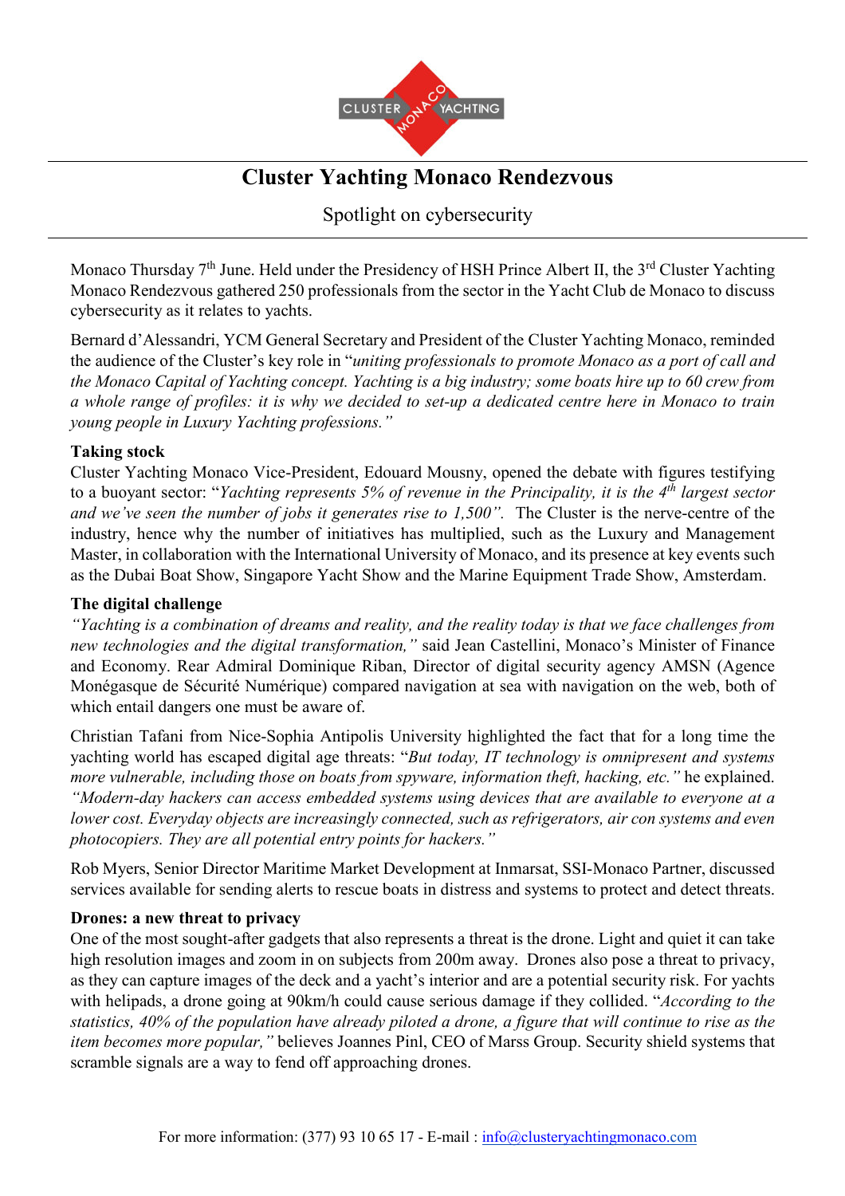# Cluster Yachting Monaco Rendezvous

Spotlight on cybersecurity

Monaco Thursday 7th June. Held under the Presidency of HSH Prince Albert II, the 3rd Cluster Yachting Monaco Rendezvous gathered 250 professionals from the sector in the Yacht Club de Monaco to discuss cybersecurity as it relates to yachts.

Bernard d'Alessandri, YCM General Secretary and President of the Cluster Yachting Monaco, reminded the audience of the Cluster's key role in "*uniting professionals to promote Monaco as a port of call and the Monaco Capital of Yachting concept. Yachting is a big industry; some boats hire up to 60 crew from a whole range of profiles: it is why we decided to set-up a dedicated centre here in Monaco to train young people in Luxury Yachting professions.*"

**Taking stock**

Cluster Yachting Monaco Vice-President, Edouard Mousny, opened the debate with figures testifying to a buoyant sector: "*Yachting represents 5% of revenue in the Principality, it is the 4th largest sector and we've seen the number of jobs it generates rise to 1,500*". The Cluster is the nerve-centre of the industry, hence why the number of initiatives has multiplied, such as the Luxury and Management Master, in collaboration with the International University of Monaco, and its presence at key events such as the Dubai Boat Show, Singapore Yacht Show and the Marine Equipment Trade Show, Amsterdam.

**The digital challenge**

*"Yachting is a combination of dreams and reality, and the reality today is that we face challenges from new technologies and the digital transformation,"* said Jean Castellini, Monaco's Minister of Finance and Economy. Rear Admiral Dominique Riban, Director of digital security agency AMSN (Agence Monégasque de Sécurité Numérique) compared navigation at sea with navigation on the web, both of which entail dangers one must be aware of.

Christian Tafani from Nice-Sophia Antipolis University highlighted the fact that for a long time the yachting world has escaped digital age threats: "*But today, IT technology is omnipresent and systems more vulnerable, including those on boats from spyware, information theft, hacking, etc.*" he explained. *"Modern-day hackers can access embedded systems using devices that are available to everyone at a lower cost. Everyday objects are increasingly connected, such as refrigerators, air con systems and even photocopiers. They are all potential entry points for hackers."*

Rob Myers, Senior Director Maritime Market Development at Inmarsat, SSI-Monaco Partner, discussed services available for sending alerts to rescue boats in distress and systems to protect and detect threats.

**Drones: a new threat to privacy**

One of the most sought-after gadgets that also represents a threat is the drone. Light and quiet it can take high resolution images and zoom in on subjects from 200m away. Drones also pose a threat to privacy, as they can capture images of the deck and a yacht's interior and are a potential security risk. For yachts with helipads, a drone going at 90km/h could cause serious damage if they collided. "*According to the statistics, 40% of the population have already piloted a drone, a figure that will continue to rise as the item becomes more popular,"* believes Joannes Pinl, CEO of Marss Group. Security shield systems that scramble signals are a way to fend off approaching drones.

For more information: (377) 93 10 65 17 - E-mail : info@clusteryachtingmonaco.com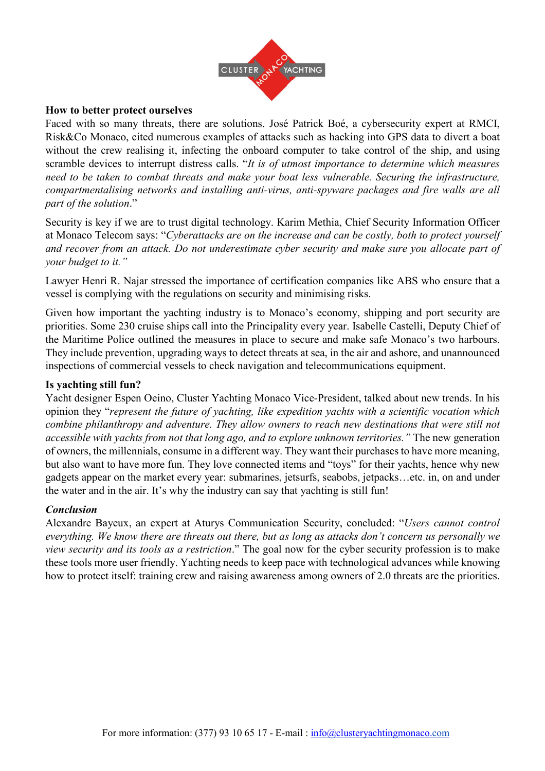**How to better protect ourselves**

Faced with so many threats, there are solutions. José Patrick Boé, a cybersecurity expert at RMCI, Risk&Co Monaco, cited numerous examples of attacks such as hacking into GPS data to divert a boat without the crew realising it, infecting the onboard computer to take control of the ship, and using scramble devices to interrupt distress calls. "*It is of utmost importance to determine which measures need to be taken to combat threats and make your boat less vulnerable. Securing the infrastructure, compartmentalising networks and installing anti-virus, anti-spyware packages and fire walls are all part of the solution*."

Security is key if we are to trust digital technology. Karim Methia, Chief Security Information Officer at Monaco Telecom says: "*Cyberattacks are on the increase and can be costly, both to protect yourself and recover from an attack. Do not underestimate cyber security and make sure you allocate part of your budget to it.*"

Lawyer Henri R. Najar stressed the importance of certification companies like ABS who ensure that a vessel is complying with the regulations on security and minimising risks.

Given how important the yachting industry is to Monaco's economy, shipping and port security are priorities. Some 230 cruise ships call into the Principality every year. Isabelle Castelli, Deputy Chief of the Maritime Police outlined the measures in place to secure and make safe Monaco's two harbours. They include prevention, upgrading ways to detect threats at sea, in the air and ashore, and unannounced inspections of commercial vessels to check navigation and telecommunications equipment.

**Is yachting still fun?**

Yacht designer Espen Oeino, Cluster Yachting Monaco Vice-President, talked about new trends. In his opinion they "*represent the future of yachting, like expedition yachts with a scientific vocation which combine philanthropy and adventure. They allow owners to reach new destinations that were still not accessible with yachts from not that long ago, and to explore unknown territories.*" The new generation of owners, the millennials, consume in a different way. They want their purchases to have more meaning, but also want to have more fun. They love connected items and "toys" for their yachts, hence why new gadgets appear on the market every year: submarines, jetsurfs, seabobs, jetpacks…etc. in, on and under the water and in the air. It's why the industry can say that yachting is still fun!

***Conclusion***

Alexandre Bayeux, an expert at Aturys Communication Security, concluded: "*Users cannot control everything. We know there are threats out there, but as long as attacks don't concern us personally we view security and its tools as a restriction*." The goal now for the cyber security profession is to make these tools more user friendly. Yachting needs to keep pace with technological advances while knowing how to protect itself: training crew and raising awareness among owners of 2.0 threats are the priorities.

For more information: (377) 93 10 65 17 - E-mail : info@clusteryachtingmonaco.com